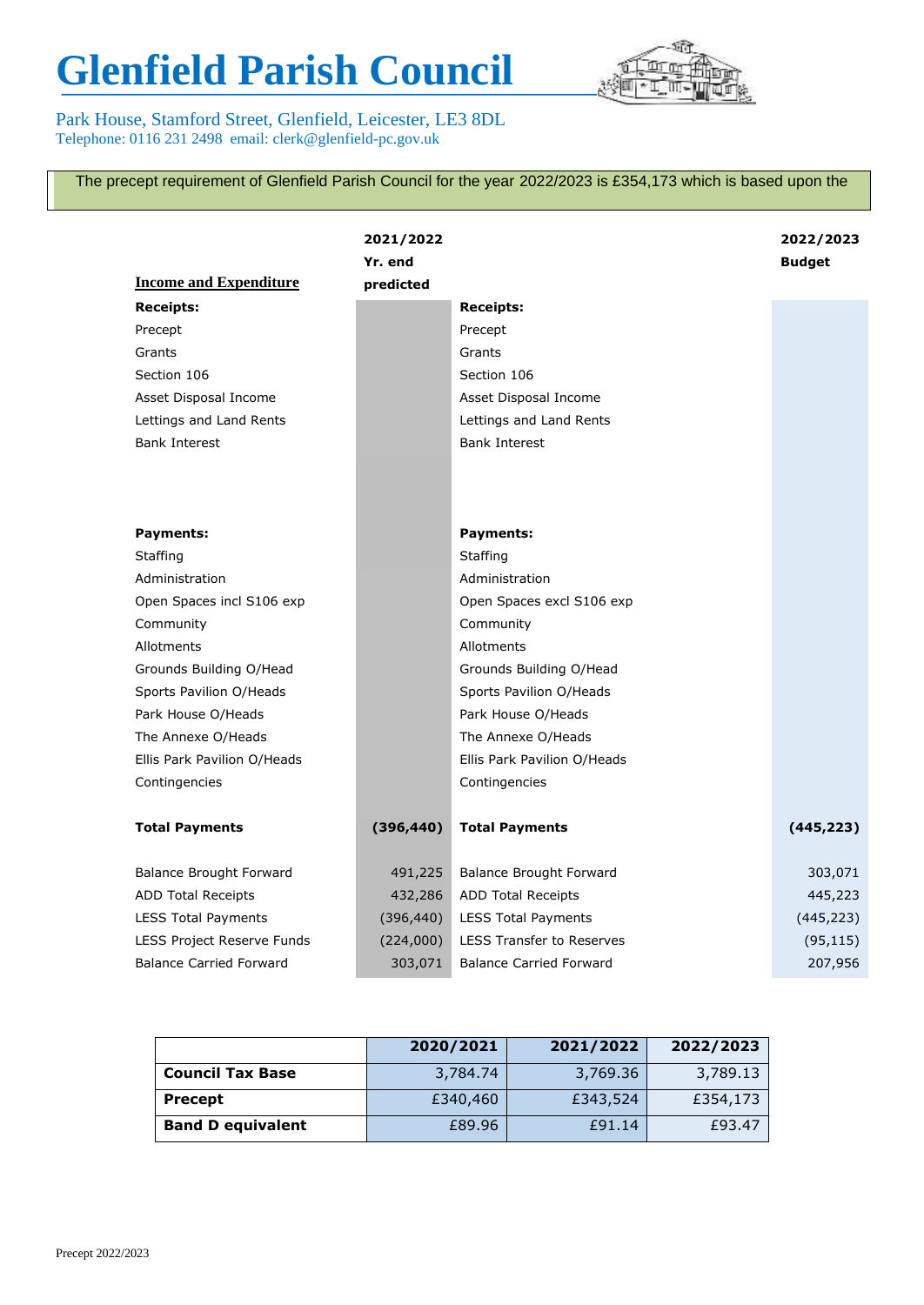# Glenfield Parish Council

Park House, Stamford Street, Glenfield, Leicester, LE3 8DL
Telephone: 0116 231 2498 email: clerk@glenfield-pc.gov.uk

The precept requirement of Glenfield Parish Council for the year 2022/2023 is £354,173 which is based upon the

| Income and Expenditure | 2021/2022 Yr. end predicted | | 2022/2023 Budget |
|---|---|---|---|
| **Receipts:** | | **Receipts:** | |
| Precept | | Precept | |
| Grants | | Grants | |
| Section 106 | | Section 106 | |
| Asset Disposal Income | | Asset Disposal Income | |
| Lettings and Land Rents | | Lettings and Land Rents | |
| Bank Interest | | Bank Interest | |
| **Payments:** | | **Payments:** | |
| Staffing | | Staffing | |
| Administration | | Administration | |
| Open Spaces incl S106 exp | | Open Spaces excl S106 exp | |
| Community | | Community | |
| Allotments | | Allotments | |
| Grounds Building O/Head | | Grounds Building O/Head | |
| Sports Pavilion O/Heads | | Sports Pavilion O/Heads | |
| Park House O/Heads | | Park House O/Heads | |
| The Annexe O/Heads | | The Annexe O/Heads | |
| Ellis Park Pavilion O/Heads | | Ellis Park Pavilion O/Heads | |
| Contingencies | | Contingencies | |
| **Total Payments** | **(396,440)** | **Total Payments** | **(445,223)** |
| Balance Brought Forward | 491,225 | Balance Brought Forward | 303,071 |
| ADD Total Receipts | 432,286 | ADD Total Receipts | 445,223 |
| LESS Total Payments | (396,440) | LESS Total Payments | (445,223) |
| LESS Project Reserve Funds | (224,000) | LESS Transfer to Reserves | (95,115) |
| Balance Carried Forward | 303,071 | Balance Carried Forward | 207,956 |

| | 2020/2021 | 2021/2022 | 2022/2023 |
|---|---|---|---|
| **Council Tax Base** | 3,784.74 | 3,769.36 | 3,789.13 |
| **Precept** | £340,460 | £343,524 | £354,173 |
| **Band D equivalent** | £89.96 | £91.14 | £93.47 |

Precept 2022/2023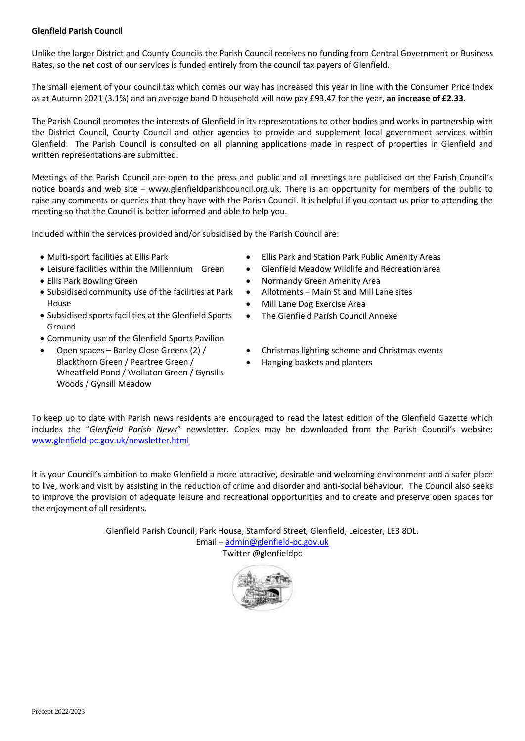**Glenfield Parish Council**

Unlike the larger District and County Councils the Parish Council receives no funding from Central Government or Business Rates, so the net cost of our services is funded entirely from the council tax payers of Glenfield.

The small element of your council tax which comes our way has increased this year in line with the Consumer Price Index as at Autumn 2021 (3.1%) and an average band D household will now pay £93.47 for the year, **an increase of £2.33**.

The Parish Council promotes the interests of Glenfield in its representations to other bodies and works in partnership with the District Council, County Council and other agencies to provide and supplement local government services within Glenfield. The Parish Council is consulted on all planning applications made in respect of properties in Glenfield and written representations are submitted.

Meetings of the Parish Council are open to the press and public and all meetings are publicised on the Parish Council's notice boards and web site – www.glenfieldparishcouncil.org.uk. There is an opportunity for members of the public to raise any comments or queries that they have with the Parish Council. It is helpful if you contact us prior to attending the meeting so that the Council is better informed and able to help you.

Included within the services provided and/or subsidised by the Parish Council are:

- Multi-sport facilities at Ellis Park
- Leisure facilities within the Millennium Green
- Ellis Park Bowling Green
- Subsidised community use of the facilities at Park House
- Subsidised sports facilities at the Glenfield Sports Ground
- Community use of the Glenfield Sports Pavilion
- Open spaces – Barley Close Greens (2) / Blackthorn Green / Peartree Green / Wheatfield Pond / Wollaton Green / Gynsills Woods / Gynsill Meadow
- Ellis Park and Station Park Public Amenity Areas
- Glenfield Meadow Wildlife and Recreation area
- Normandy Green Amenity Area
- Allotments – Main St and Mill Lane sites
- Mill Lane Dog Exercise Area
- The Glenfield Parish Council Annexe
- Christmas lighting scheme and Christmas events
- Hanging baskets and planters

To keep up to date with Parish news residents are encouraged to read the latest edition of the Glenfield Gazette which includes the "*Glenfield Parish News*" newsletter. Copies may be downloaded from the Parish Council's website: www.glenfield-pc.gov.uk/newsletter.html

It is your Council's ambition to make Glenfield a more attractive, desirable and welcoming environment and a safer place to live, work and visit by assisting in the reduction of crime and disorder and anti-social behaviour. The Council also seeks to improve the provision of adequate leisure and recreational opportunities and to create and preserve open spaces for the enjoyment of all residents.

Glenfield Parish Council, Park House, Stamford Street, Glenfield, Leicester, LE3 8DL.
Email – admin@glenfield-pc.gov.uk
Twitter @glenfieldpc

Precept 2022/2023